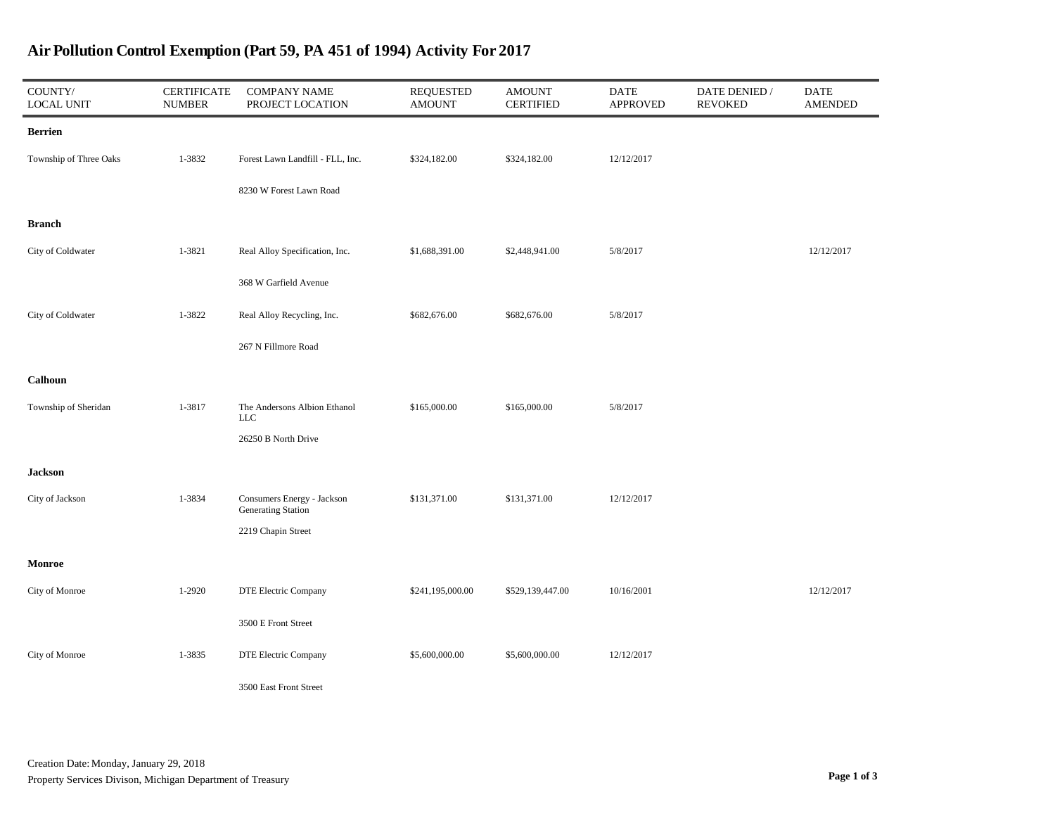# Air Pollution Control Exemption (Part 59, PA 451 of 1994) Activity For 2017

| COUNTY/ LOCAL UNIT | CERTIFICATE NUMBER | COMPANY NAME PROJECT LOCATION | REQUESTED AMOUNT | AMOUNT CERTIFIED | DATE APPROVED | DATE DENIED / REVOKED | DATE AMENDED |
|---|---|---|---|---|---|---|---|
| **Berrien** | | | | | | | |
| Township of Three Oaks | 1-3832 | Forest Lawn Landfill - FLL, Inc. | $324,182.00 | $324,182.00 | 12/12/2017 | | |
| | | 8230 W Forest Lawn Road | | | | | |
| **Branch** | | | | | | | |
| City of Coldwater | 1-3821 | Real Alloy Specification, Inc. | $1,688,391.00 | $2,448,941.00 | 5/8/2017 | | 12/12/2017 |
| | | 368 W Garfield Avenue | | | | | |
| City of Coldwater | 1-3822 | Real Alloy Recycling, Inc. | $682,676.00 | $682,676.00 | 5/8/2017 | | |
| | | 267 N Fillmore Road | | | | | |
| **Calhoun** | | | | | | | |
| Township of Sheridan | 1-3817 | The Andersons Albion Ethanol LLC | $165,000.00 | $165,000.00 | 5/8/2017 | | |
| | | 26250 B North Drive | | | | | |
| **Jackson** | | | | | | | |
| City of Jackson | 1-3834 | Consumers Energy - Jackson Generating Station | $131,371.00 | $131,371.00 | 12/12/2017 | | |
| | | 2219 Chapin Street | | | | | |
| **Monroe** | | | | | | | |
| City of Monroe | 1-2920 | DTE Electric Company | $241,195,000.00 | $529,139,447.00 | 10/16/2001 | | 12/12/2017 |
| | | 3500 E Front Street | | | | | |
| City of Monroe | 1-3835 | DTE Electric Company | $5,600,000.00 | $5,600,000.00 | 12/12/2017 | | |
| | | 3500 East Front Street | | | | | |

Creation Date: Monday, January 29, 2018

Property Services Divison, Michigan Department of Treasury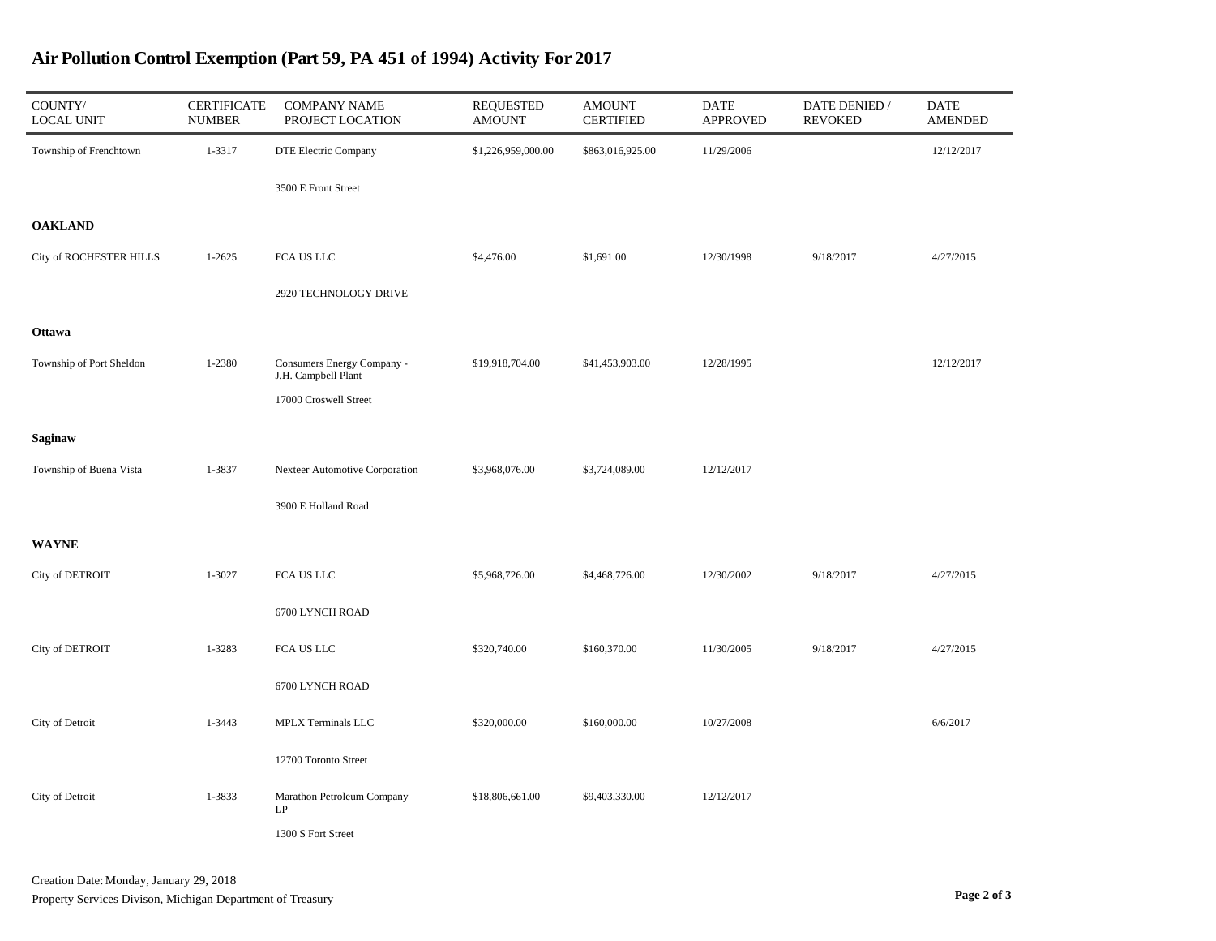# Air Pollution Control Exemption (Part 59, PA 451 of 1994) Activity For 2017

| COUNTY/ LOCAL UNIT | CERTIFICATE NUMBER | COMPANY NAME PROJECT LOCATION | REQUESTED AMOUNT | AMOUNT CERTIFIED | DATE APPROVED | DATE DENIED / REVOKED | DATE AMENDED |
|---|---|---|---|---|---|---|---|
| Township of Frenchtown | 1-3317 | DTE Electric Company<br>3500 E Front Street | $1,226,959,000.00 | $863,016,925.00 | 11/29/2006 | | 12/12/2017 |
| **OAKLAND** | | | | | | | |
| City of ROCHESTER HILLS | 1-2625 | FCA US LLC<br>2920 TECHNOLOGY DRIVE | $4,476.00 | $1,691.00 | 12/30/1998 | 9/18/2017 | 4/27/2015 |
| **Ottawa** | | | | | | | |
| Township of Port Sheldon | 1-2380 | Consumers Energy Company - J.H. Campbell Plant<br>17000 Croswell Street | $19,918,704.00 | $41,453,903.00 | 12/28/1995 | | 12/12/2017 |
| **Saginaw** | | | | | | | |
| Township of Buena Vista | 1-3837 | Nexteer Automotive Corporation<br>3900 E Holland Road | $3,968,076.00 | $3,724,089.00 | 12/12/2017 | | |
| **WAYNE** | | | | | | | |
| City of DETROIT | 1-3027 | FCA US LLC<br>6700 LYNCH ROAD | $5,968,726.00 | $4,468,726.00 | 12/30/2002 | 9/18/2017 | 4/27/2015 |
| City of DETROIT | 1-3283 | FCA US LLC<br>6700 LYNCH ROAD | $320,740.00 | $160,370.00 | 11/30/2005 | 9/18/2017 | 4/27/2015 |
| City of Detroit | 1-3443 | MPLX Terminals LLC<br>12700 Toronto Street | $320,000.00 | $160,000.00 | 10/27/2008 | | 6/6/2017 |
| City of Detroit | 1-3833 | Marathon Petroleum Company LP<br>1300 S Fort Street | $18,806,661.00 | $9,403,330.00 | 12/12/2017 | | |

Creation Date: Monday, January 29, 2018

Property Services Divison, Michigan Department of Treasury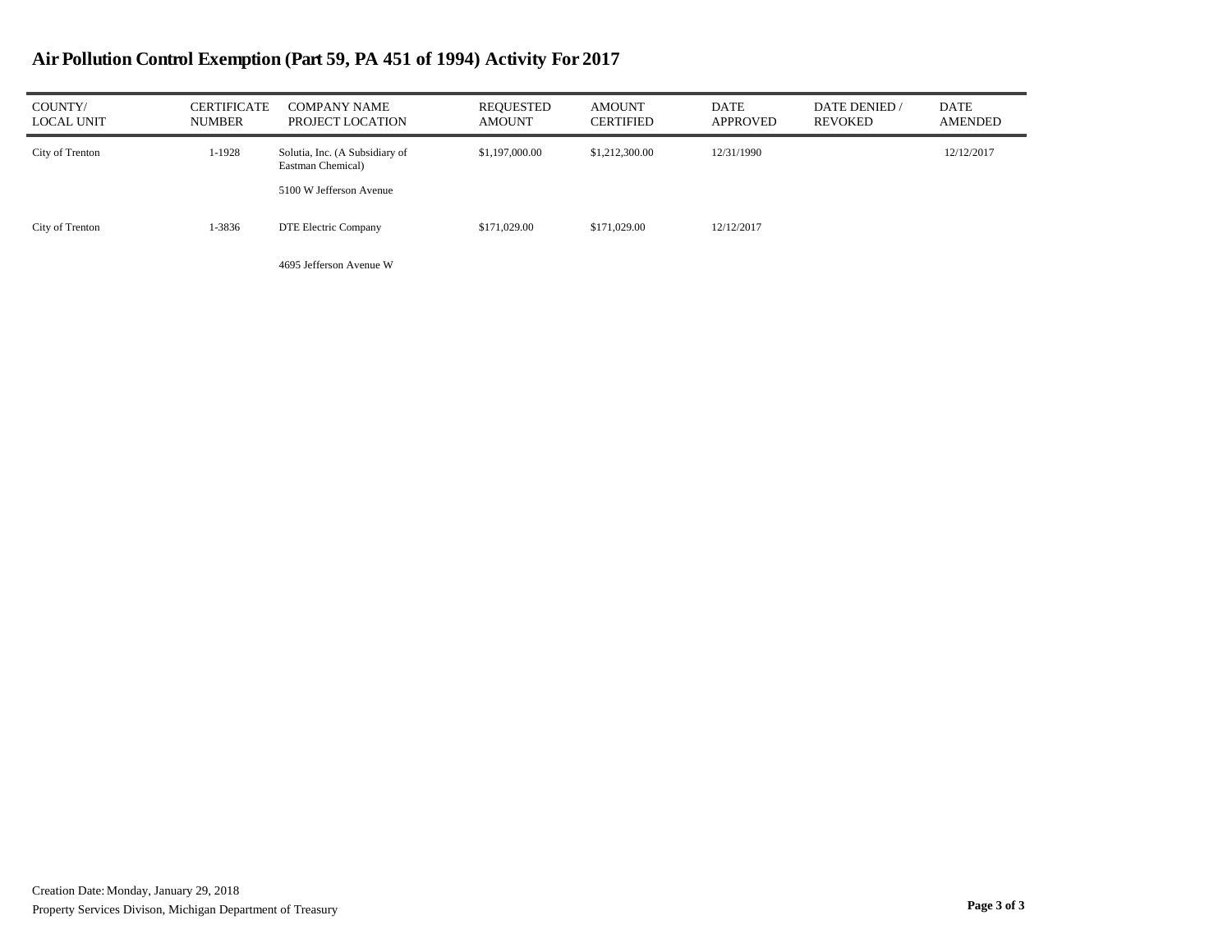# Air Pollution Control Exemption (Part 59, PA 451 of 1994) Activity For 2017

| COUNTY/ LOCAL UNIT | CERTIFICATE NUMBER | COMPANY NAME PROJECT LOCATION | REQUESTED AMOUNT | AMOUNT CERTIFIED | DATE APPROVED | DATE DENIED / REVOKED | DATE AMENDED |
|---|---|---|---|---|---|---|---|
| City of Trenton | 1-1928 | Solutia, Inc. (A Subsidiary of Eastman Chemical) 5100 W Jefferson Avenue | $1,197,000.00 | $1,212,300.00 | 12/31/1990 | | 12/12/2017 |
| City of Trenton | 1-3836 | DTE Electric Company 4695 Jefferson Avenue W | $171,029.00 | $171,029.00 | 12/12/2017 | | |

Creation Date: Monday, January 29, 2018

Property Services Divison, Michigan Department of Treasury